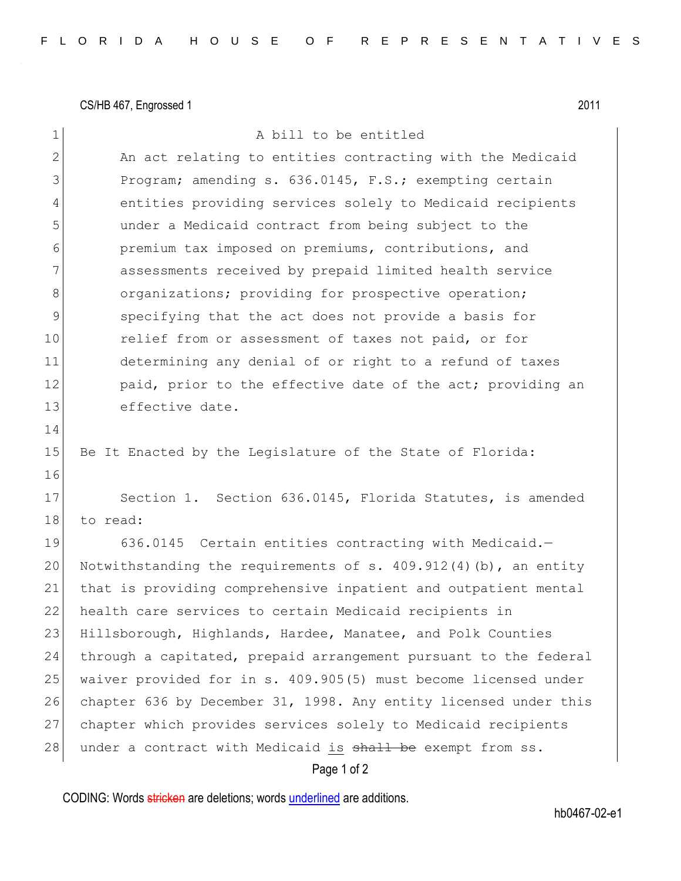CS/HB 467, Engrossed 1 2011

A bill to be entitled

An act relating to entities contracting with the Medicaid Program; amending s. 636.0145, F.S.; exempting certain entities providing services solely to Medicaid recipients under a Medicaid contract from being subject to the premium tax imposed on premiums, contributions, and assessments received by prepaid limited health service organizations; providing for prospective operation; specifying that the act does not provide a basis for relief from or assessment of taxes not paid, or for determining any denial of or right to a refund of taxes paid, prior to the effective date of the act; providing an effective date.

Be It Enacted by the Legislature of the State of Florida:

Section 1. Section 636.0145, Florida Statutes, is amended to read:

636.0145 Certain entities contracting with Medicaid.—Notwithstanding the requirements of s. 409.912(4)(b), an entity that is providing comprehensive inpatient and outpatient mental health care services to certain Medicaid recipients in Hillsborough, Highlands, Hardee, Manatee, and Polk Counties through a capitated, prepaid arrangement pursuant to the federal waiver provided for in s. 409.905(5) must become licensed under chapter 636 by December 31, 1998. Any entity licensed under this chapter which provides services solely to Medicaid recipients under a contract with Medicaid <u>is</u> ~~shall be~~ exempt from ss.

CODING: Words ~~stricken~~ are deletions; words <u>underlined</u> are additions.

hb0467-02-e1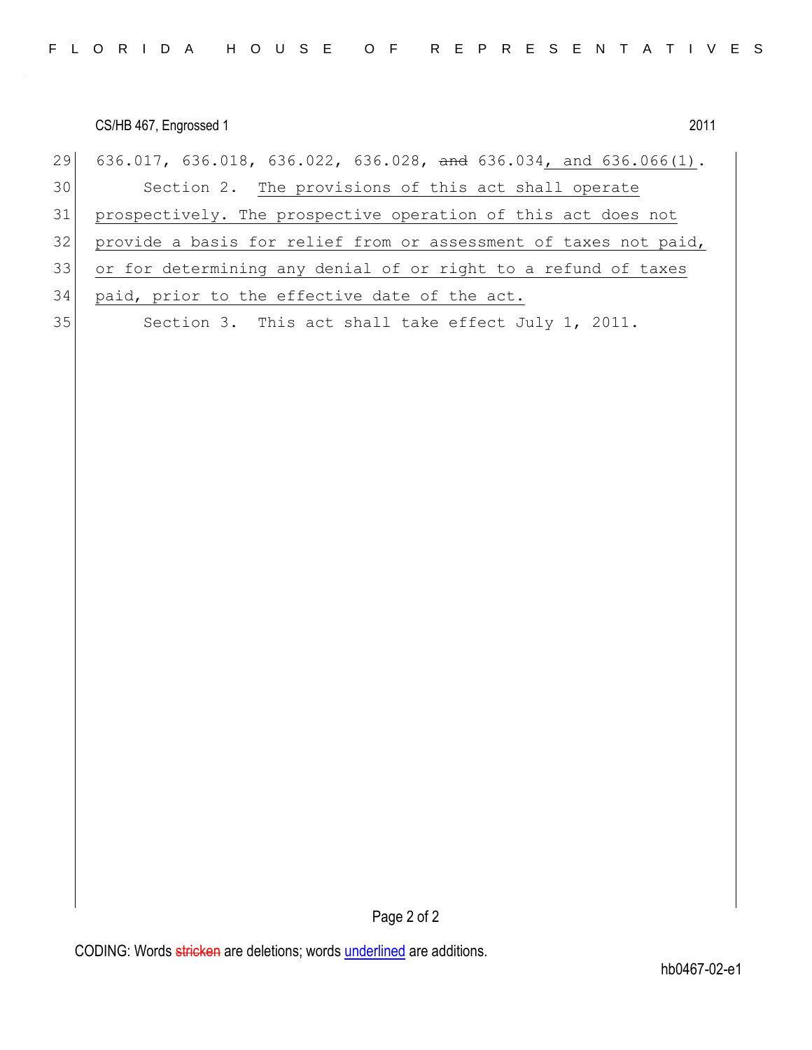636.017, 636.018, 636.022, 636.028, ~~and~~ 636.034, and 636.066(1).

Section 2. The provisions of this act shall operate prospectively. The prospective operation of this act does not provide a basis for relief from or assessment of taxes not paid, or for determining any denial of or right to a refund of taxes paid, prior to the effective date of the act.

Section 3. This act shall take effect July 1, 2011.